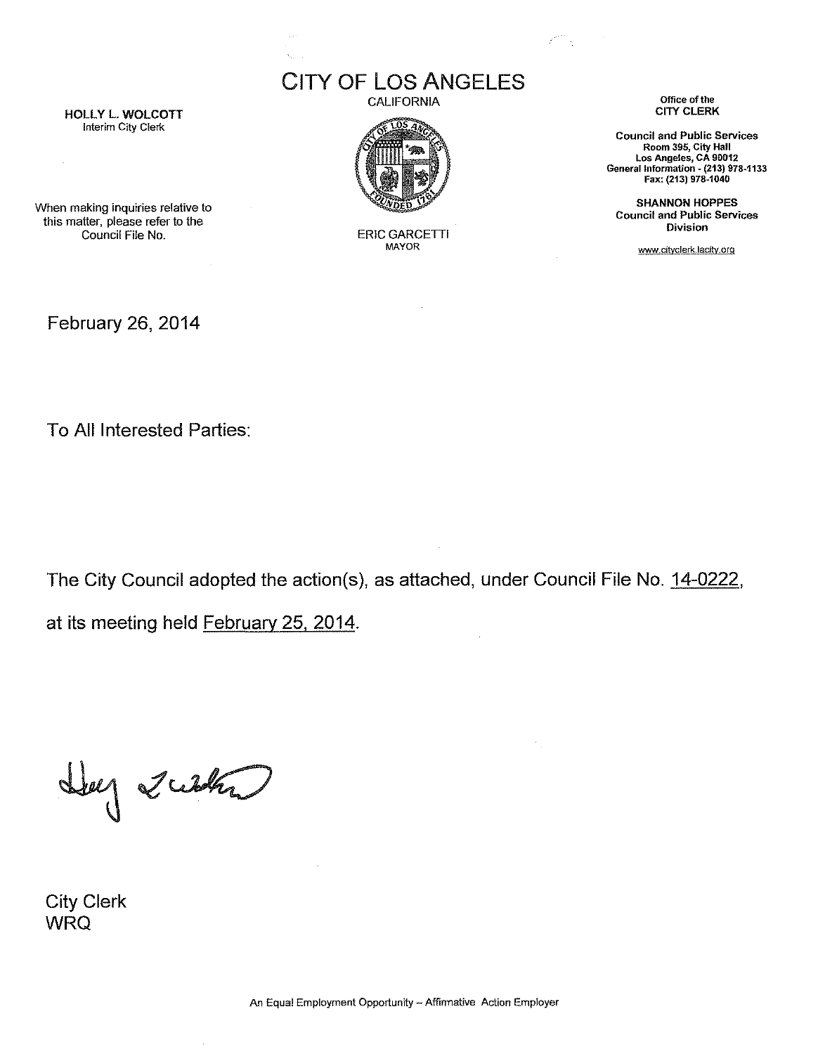# CITY OF LOS ANGELES

CALIFORNIA

**HOLLY L. WOLCOTT**
Interim City Clerk

When making inquiries relative to this matter, please refer to the Council File No.

ERIC GARCETTI
MAYOR

Office of the
**CITY CLERK**

**Council and Public Services**
**Room 395, City Hall**
**Los Angeles, CA 90012**
**General Information - (213) 978-1133**
**Fax: (213) 978-1040**

**SHANNON HOPPES**
**Council and Public Services Division**

www.cityclerk.lacity.org

February 26, 2014

To All Interested Parties:

The City Council adopted the action(s), as attached, under Council File No. 14-0222, at its meeting held February 25, 2014.

City Clerk
WRQ

An Equal Employment Opportunity – Affirmative Action Employer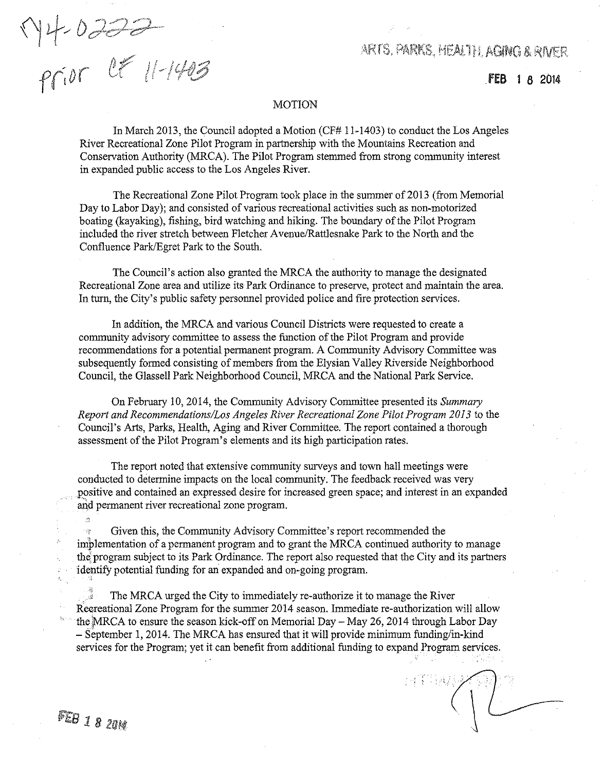14-0222
prior CF 11-1403

ARTS, PARKS, HEALTH, AGING & RIVER

FEB 18 2014

# MOTION

In March 2013, the Council adopted a Motion (CF# 11-1403) to conduct the Los Angeles River Recreational Zone Pilot Program in partnership with the Mountains Recreation and Conservation Authority (MRCA). The Pilot Program stemmed from strong community interest in expanded public access to the Los Angeles River.

The Recreational Zone Pilot Program took place in the summer of 2013 (from Memorial Day to Labor Day); and consisted of various recreational activities such as non-motorized boating (kayaking), fishing, bird watching and hiking. The boundary of the Pilot Program included the river stretch between Fletcher Avenue/Rattlesnake Park to the North and the Confluence Park/Egret Park to the South.

The Council's action also granted the MRCA the authority to manage the designated Recreational Zone area and utilize its Park Ordinance to preserve, protect and maintain the area. In turn, the City's public safety personnel provided police and fire protection services.

In addition, the MRCA and various Council Districts were requested to create a community advisory committee to assess the function of the Pilot Program and provide recommendations for a potential permanent program. A Community Advisory Committee was subsequently formed consisting of members from the Elysian Valley Riverside Neighborhood Council, the Glassell Park Neighborhood Council, MRCA and the National Park Service.

On February 10, 2014, the Community Advisory Committee presented its *Summary Report and Recommendations/Los Angeles River Recreational Zone Pilot Program 2013* to the Council's Arts, Parks, Health, Aging and River Committee. The report contained a thorough assessment of the Pilot Program's elements and its high participation rates.

The report noted that extensive community surveys and town hall meetings were conducted to determine impacts on the local community. The feedback received was very positive and contained an expressed desire for increased green space; and interest in an expanded and permanent river recreational zone program.

Given this, the Community Advisory Committee's report recommended the implementation of a permanent program and to grant the MRCA continued authority to manage the program subject to its Park Ordinance. The report also requested that the City and its partners identify potential funding for an expanded and on-going program.

The MRCA urged the City to immediately re-authorize it to manage the River Recreational Zone Program for the summer 2014 season. Immediate re-authorization will allow the MRCA to ensure the season kick-off on Memorial Day – May 26, 2014 through Labor Day – September 1, 2014. The MRCA has ensured that it will provide minimum funding/in-kind services for the Program; yet it can benefit from additional funding to expand Program services.

FEB 18 2014